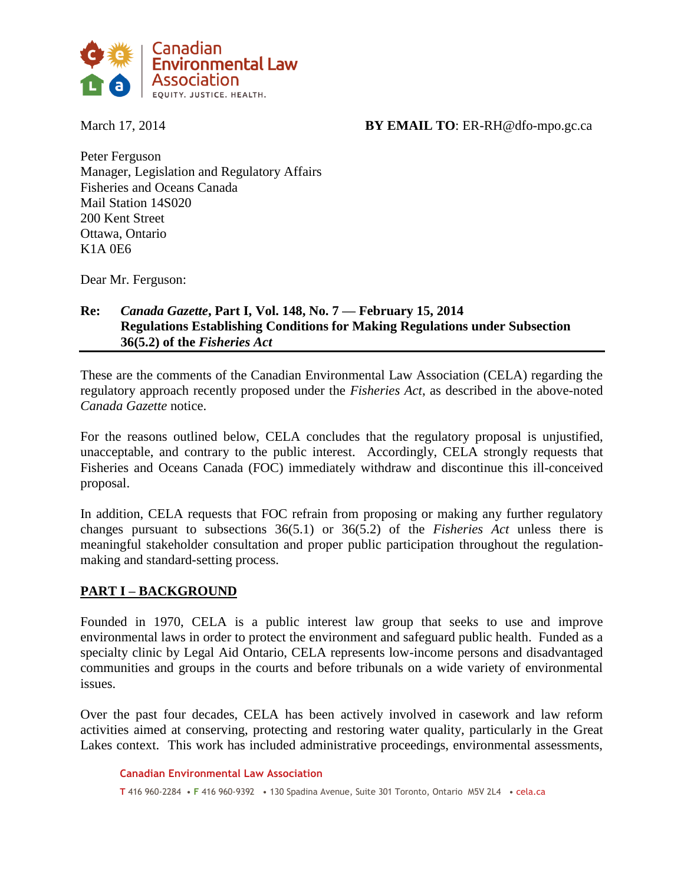Canadian Environmental Law Association

EQUITY. JUSTICE. HEALTH.

March 17, 2014

**BY EMAIL TO**: ER-RH@dfo-mpo.gc.ca

Peter Ferguson  
Manager, Legislation and Regulatory Affairs  
Fisheries and Oceans Canada  
Mail Station 14S020  
200 Kent Street  
Ottawa, Ontario  
K1A 0E6

Dear Mr. Ferguson:

**Re: *Canada Gazette*, Part I, Vol. 148, No. 7 — February 15, 2014**
**Regulations Establishing Conditions for Making Regulations under Subsection 36(5.2) of the *Fisheries Act***

These are the comments of the Canadian Environmental Law Association (CELA) regarding the regulatory approach recently proposed under the *Fisheries Act*, as described in the above-noted *Canada Gazette* notice.

For the reasons outlined below, CELA concludes that the regulatory proposal is unjustified, unacceptable, and contrary to the public interest. Accordingly, CELA strongly requests that Fisheries and Oceans Canada (FOC) immediately withdraw and discontinue this ill-conceived proposal.

In addition, CELA requests that FOC refrain from proposing or making any further regulatory changes pursuant to subsections 36(5.1) or 36(5.2) of the *Fisheries Act* unless there is meaningful stakeholder consultation and proper public participation throughout the regulation-making and standard-setting process.

## PART I – BACKGROUND

Founded in 1970, CELA is a public interest law group that seeks to use and improve environmental laws in order to protect the environment and safeguard public health. Funded as a specialty clinic by Legal Aid Ontario, CELA represents low-income persons and disadvantaged communities and groups in the courts and before tribunals on a wide variety of environmental issues.

Over the past four decades, CELA has been actively involved in casework and law reform activities aimed at conserving, protecting and restoring water quality, particularly in the Great Lakes context. This work has included administrative proceedings, environmental assessments,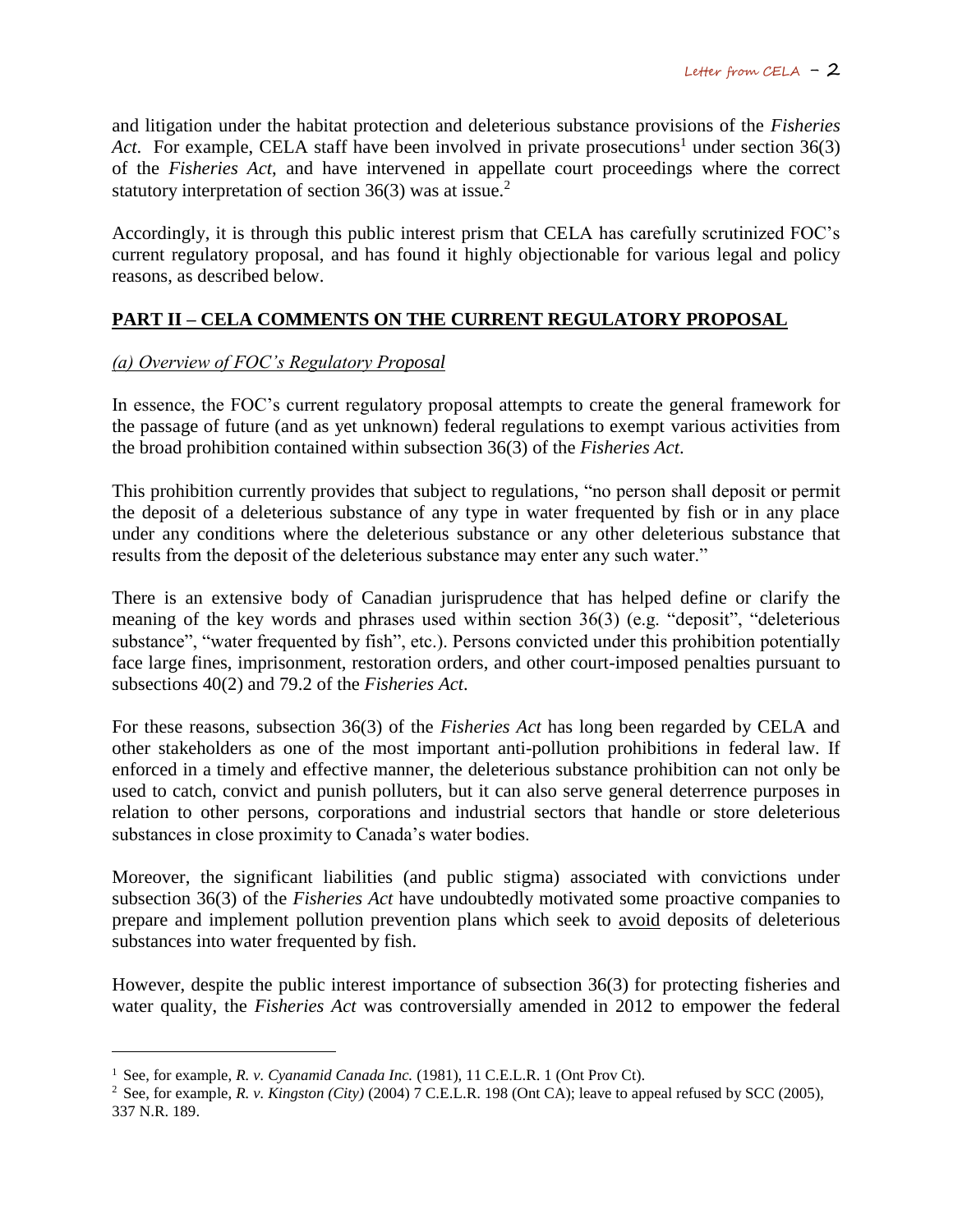and litigation under the habitat protection and deleterious substance provisions of the *Fisheries Act*. For example, CELA staff have been involved in private prosecutions[1] under section 36(3) of the *Fisheries Act*, and have intervened in appellate court proceedings where the correct statutory interpretation of section 36(3) was at issue.[2]

Accordingly, it is through this public interest prism that CELA has carefully scrutinized FOC's current regulatory proposal, and has found it highly objectionable for various legal and policy reasons, as described below.

## PART II – CELA COMMENTS ON THE CURRENT REGULATORY PROPOSAL

### *(a) Overview of FOC's Regulatory Proposal*

In essence, the FOC's current regulatory proposal attempts to create the general framework for the passage of future (and as yet unknown) federal regulations to exempt various activities from the broad prohibition contained within subsection 36(3) of the *Fisheries Act*.

This prohibition currently provides that subject to regulations, "no person shall deposit or permit the deposit of a deleterious substance of any type in water frequented by fish or in any place under any conditions where the deleterious substance or any other deleterious substance that results from the deposit of the deleterious substance may enter any such water."

There is an extensive body of Canadian jurisprudence that has helped define or clarify the meaning of the key words and phrases used within section 36(3) (e.g. "deposit", "deleterious substance", "water frequented by fish", etc.). Persons convicted under this prohibition potentially face large fines, imprisonment, restoration orders, and other court-imposed penalties pursuant to subsections 40(2) and 79.2 of the *Fisheries Act*.

For these reasons, subsection 36(3) of the *Fisheries Act* has long been regarded by CELA and other stakeholders as one of the most important anti-pollution prohibitions in federal law. If enforced in a timely and effective manner, the deleterious substance prohibition can not only be used to catch, convict and punish polluters, but it can also serve general deterrence purposes in relation to other persons, corporations and industrial sectors that handle or store deleterious substances in close proximity to Canada's water bodies.

Moreover, the significant liabilities (and public stigma) associated with convictions under subsection 36(3) of the *Fisheries Act* have undoubtedly motivated some proactive companies to prepare and implement pollution prevention plans which seek to avoid deposits of deleterious substances into water frequented by fish.

However, despite the public interest importance of subsection 36(3) for protecting fisheries and water quality, the *Fisheries Act* was controversially amended in 2012 to empower the federal

---

[1] See, for example, *R. v. Cyanamid Canada Inc.* (1981), 11 C.E.L.R. 1 (Ont Prov Ct).

[2] See, for example, *R. v. Kingston (City)* (2004) 7 C.E.L.R. 198 (Ont CA); leave to appeal refused by SCC (2005), 337 N.R. 189.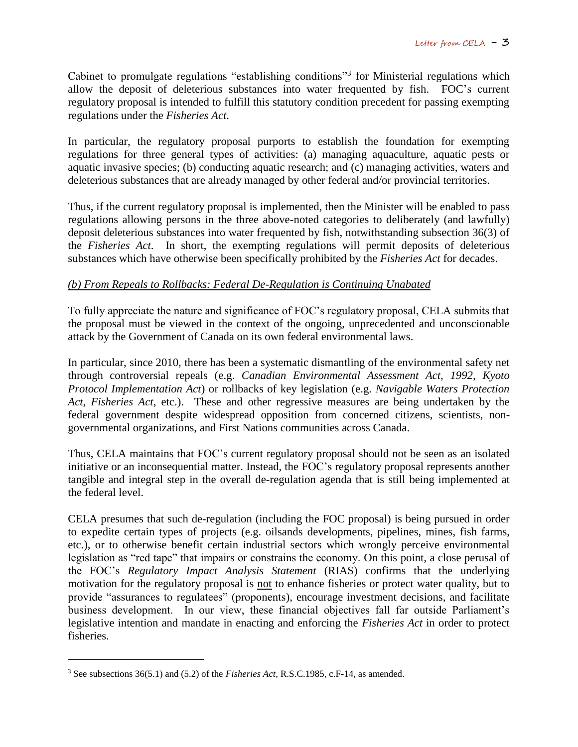Cabinet to promulgate regulations "establishing conditions"[3] for Ministerial regulations which allow the deposit of deleterious substances into water frequented by fish. FOC's current regulatory proposal is intended to fulfill this statutory condition precedent for passing exempting regulations under the *Fisheries Act*.

In particular, the regulatory proposal purports to establish the foundation for exempting regulations for three general types of activities: (a) managing aquaculture, aquatic pests or aquatic invasive species; (b) conducting aquatic research; and (c) managing activities, waters and deleterious substances that are already managed by other federal and/or provincial territories.

Thus, if the current regulatory proposal is implemented, then the Minister will be enabled to pass regulations allowing persons in the three above-noted categories to deliberately (and lawfully) deposit deleterious substances into water frequented by fish, notwithstanding subsection 36(3) of the *Fisheries Act*. In short, the exempting regulations will permit deposits of deleterious substances which have otherwise been specifically prohibited by the *Fisheries Act* for decades.

*(b) From Repeals to Rollbacks: Federal De-Regulation is Continuing Unabated*

To fully appreciate the nature and significance of FOC's regulatory proposal, CELA submits that the proposal must be viewed in the context of the ongoing, unprecedented and unconscionable attack by the Government of Canada on its own federal environmental laws.

In particular, since 2010, there has been a systematic dismantling of the environmental safety net through controversial repeals (e.g. *Canadian Environmental Assessment Act, 1992*, *Kyoto Protocol Implementation Act*) or rollbacks of key legislation (e.g. *Navigable Waters Protection Act*, *Fisheries Act*, etc.). These and other regressive measures are being undertaken by the federal government despite widespread opposition from concerned citizens, scientists, non-governmental organizations, and First Nations communities across Canada.

Thus, CELA maintains that FOC's current regulatory proposal should not be seen as an isolated initiative or an inconsequential matter. Instead, the FOC's regulatory proposal represents another tangible and integral step in the overall de-regulation agenda that is still being implemented at the federal level.

CELA presumes that such de-regulation (including the FOC proposal) is being pursued in order to expedite certain types of projects (e.g. oilsands developments, pipelines, mines, fish farms, etc.), or to otherwise benefit certain industrial sectors which wrongly perceive environmental legislation as "red tape" that impairs or constrains the economy. On this point, a close perusal of the FOC's *Regulatory Impact Analysis Statement* (RIAS) confirms that the underlying motivation for the regulatory proposal is not to enhance fisheries or protect water quality, but to provide "assurances to regulatees" (proponents), encourage investment decisions, and facilitate business development. In our view, these financial objectives fall far outside Parliament's legislative intention and mandate in enacting and enforcing the *Fisheries Act* in order to protect fisheries.

---

[3] See subsections 36(5.1) and (5.2) of the *Fisheries Act*, R.S.C.1985, c.F-14, as amended.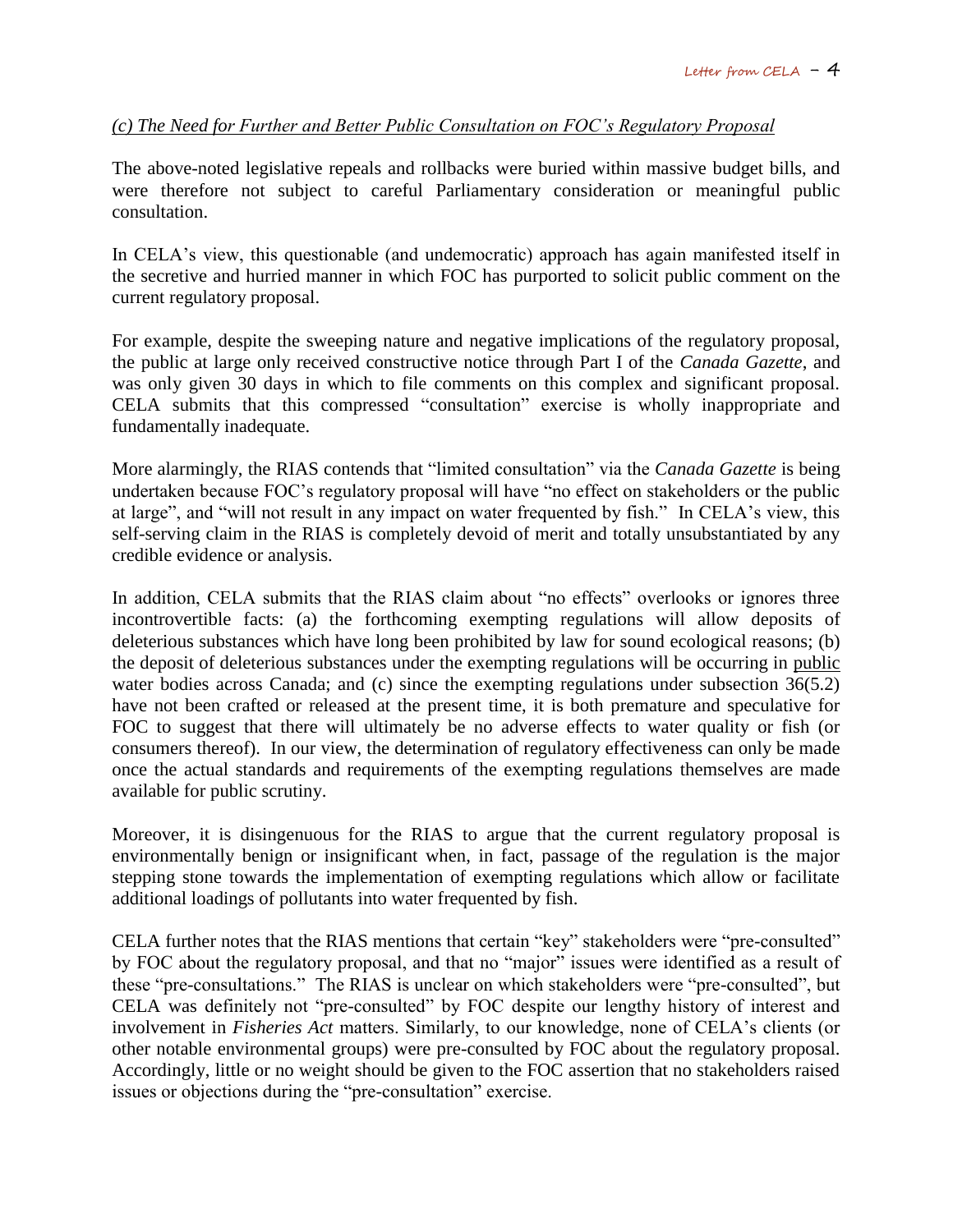### *(c) The Need for Further and Better Public Consultation on FOC's Regulatory Proposal*

The above-noted legislative repeals and rollbacks were buried within massive budget bills, and were therefore not subject to careful Parliamentary consideration or meaningful public consultation.

In CELA's view, this questionable (and undemocratic) approach has again manifested itself in the secretive and hurried manner in which FOC has purported to solicit public comment on the current regulatory proposal.

For example, despite the sweeping nature and negative implications of the regulatory proposal, the public at large only received constructive notice through Part I of the *Canada Gazette*, and was only given 30 days in which to file comments on this complex and significant proposal. CELA submits that this compressed "consultation" exercise is wholly inappropriate and fundamentally inadequate.

More alarmingly, the RIAS contends that "limited consultation" via the *Canada Gazette* is being undertaken because FOC's regulatory proposal will have "no effect on stakeholders or the public at large", and "will not result in any impact on water frequented by fish." In CELA's view, this self-serving claim in the RIAS is completely devoid of merit and totally unsubstantiated by any credible evidence or analysis.

In addition, CELA submits that the RIAS claim about "no effects" overlooks or ignores three incontrovertible facts: (a) the forthcoming exempting regulations will allow deposits of deleterious substances which have long been prohibited by law for sound ecological reasons; (b) the deposit of deleterious substances under the exempting regulations will be occurring in <u>public</u> water bodies across Canada; and (c) since the exempting regulations under subsection 36(5.2) have not been crafted or released at the present time, it is both premature and speculative for FOC to suggest that there will ultimately be no adverse effects to water quality or fish (or consumers thereof). In our view, the determination of regulatory effectiveness can only be made once the actual standards and requirements of the exempting regulations themselves are made available for public scrutiny.

Moreover, it is disingenuous for the RIAS to argue that the current regulatory proposal is environmentally benign or insignificant when, in fact, passage of the regulation is the major stepping stone towards the implementation of exempting regulations which allow or facilitate additional loadings of pollutants into water frequented by fish.

CELA further notes that the RIAS mentions that certain "key" stakeholders were "pre-consulted" by FOC about the regulatory proposal, and that no "major" issues were identified as a result of these "pre-consultations." The RIAS is unclear on which stakeholders were "pre-consulted", but CELA was definitely not "pre-consulted" by FOC despite our lengthy history of interest and involvement in *Fisheries Act* matters. Similarly, to our knowledge, none of CELA's clients (or other notable environmental groups) were pre-consulted by FOC about the regulatory proposal. Accordingly, little or no weight should be given to the FOC assertion that no stakeholders raised issues or objections during the "pre-consultation" exercise.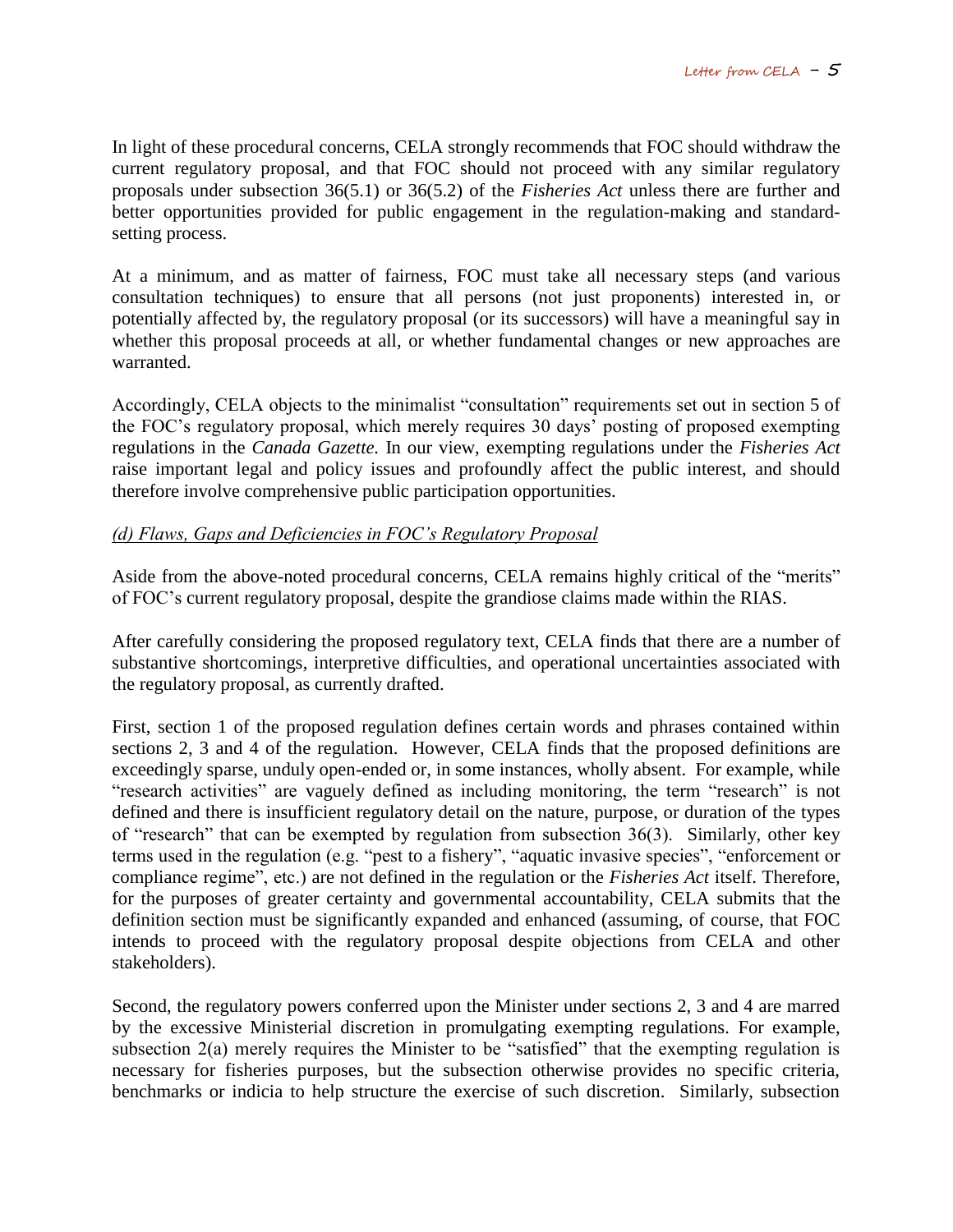In light of these procedural concerns, CELA strongly recommends that FOC should withdraw the current regulatory proposal, and that FOC should not proceed with any similar regulatory proposals under subsection 36(5.1) or 36(5.2) of the *Fisheries Act* unless there are further and better opportunities provided for public engagement in the regulation-making and standard-setting process.

At a minimum, and as matter of fairness, FOC must take all necessary steps (and various consultation techniques) to ensure that all persons (not just proponents) interested in, or potentially affected by, the regulatory proposal (or its successors) will have a meaningful say in whether this proposal proceeds at all, or whether fundamental changes or new approaches are warranted.

Accordingly, CELA objects to the minimalist "consultation" requirements set out in section 5 of the FOC's regulatory proposal, which merely requires 30 days' posting of proposed exempting regulations in the *Canada Gazette.* In our view, exempting regulations under the *Fisheries Act* raise important legal and policy issues and profoundly affect the public interest, and should therefore involve comprehensive public participation opportunities.

*(d) Flaws, Gaps and Deficiencies in FOC's Regulatory Proposal*

Aside from the above-noted procedural concerns, CELA remains highly critical of the "merits" of FOC's current regulatory proposal, despite the grandiose claims made within the RIAS.

After carefully considering the proposed regulatory text, CELA finds that there are a number of substantive shortcomings, interpretive difficulties, and operational uncertainties associated with the regulatory proposal, as currently drafted.

First, section 1 of the proposed regulation defines certain words and phrases contained within sections 2, 3 and 4 of the regulation. However, CELA finds that the proposed definitions are exceedingly sparse, unduly open-ended or, in some instances, wholly absent. For example, while "research activities" are vaguely defined as including monitoring, the term "research" is not defined and there is insufficient regulatory detail on the nature, purpose, or duration of the types of "research" that can be exempted by regulation from subsection 36(3). Similarly, other key terms used in the regulation (e.g. "pest to a fishery", "aquatic invasive species", "enforcement or compliance regime", etc.) are not defined in the regulation or the *Fisheries Act* itself. Therefore, for the purposes of greater certainty and governmental accountability, CELA submits that the definition section must be significantly expanded and enhanced (assuming, of course, that FOC intends to proceed with the regulatory proposal despite objections from CELA and other stakeholders).

Second, the regulatory powers conferred upon the Minister under sections 2, 3 and 4 are marred by the excessive Ministerial discretion in promulgating exempting regulations. For example, subsection 2(a) merely requires the Minister to be "satisfied" that the exempting regulation is necessary for fisheries purposes, but the subsection otherwise provides no specific criteria, benchmarks or indicia to help structure the exercise of such discretion. Similarly, subsection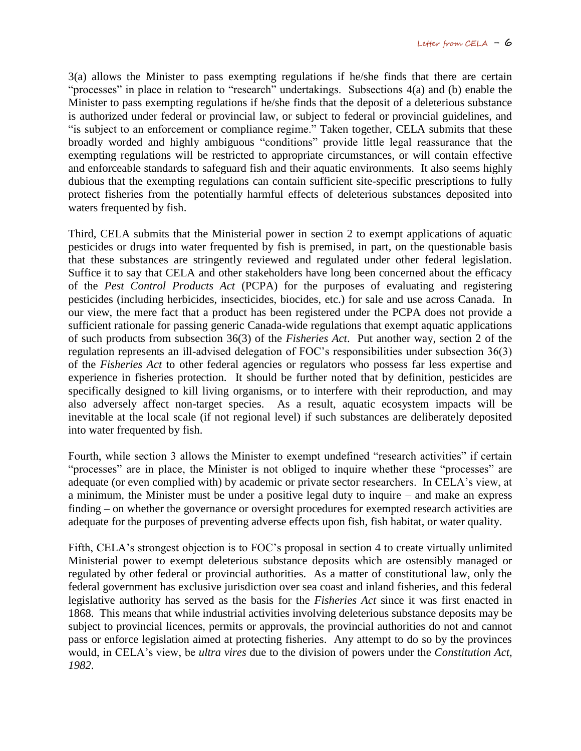3(a) allows the Minister to pass exempting regulations if he/she finds that there are certain "processes" in place in relation to "research" undertakings. Subsections 4(a) and (b) enable the Minister to pass exempting regulations if he/she finds that the deposit of a deleterious substance is authorized under federal or provincial law, or subject to federal or provincial guidelines, and "is subject to an enforcement or compliance regime." Taken together, CELA submits that these broadly worded and highly ambiguous "conditions" provide little legal reassurance that the exempting regulations will be restricted to appropriate circumstances, or will contain effective and enforceable standards to safeguard fish and their aquatic environments. It also seems highly dubious that the exempting regulations can contain sufficient site-specific prescriptions to fully protect fisheries from the potentially harmful effects of deleterious substances deposited into waters frequented by fish.

Third, CELA submits that the Ministerial power in section 2 to exempt applications of aquatic pesticides or drugs into water frequented by fish is premised, in part, on the questionable basis that these substances are stringently reviewed and regulated under other federal legislation. Suffice it to say that CELA and other stakeholders have long been concerned about the efficacy of the *Pest Control Products Act* (PCPA) for the purposes of evaluating and registering pesticides (including herbicides, insecticides, biocides, etc.) for sale and use across Canada. In our view, the mere fact that a product has been registered under the PCPA does not provide a sufficient rationale for passing generic Canada-wide regulations that exempt aquatic applications of such products from subsection 36(3) of the *Fisheries Act*. Put another way, section 2 of the regulation represents an ill-advised delegation of FOC's responsibilities under subsection 36(3) of the *Fisheries Act* to other federal agencies or regulators who possess far less expertise and experience in fisheries protection. It should be further noted that by definition, pesticides are specifically designed to kill living organisms, or to interfere with their reproduction, and may also adversely affect non-target species. As a result, aquatic ecosystem impacts will be inevitable at the local scale (if not regional level) if such substances are deliberately deposited into water frequented by fish.

Fourth, while section 3 allows the Minister to exempt undefined "research activities" if certain "processes" are in place, the Minister is not obliged to inquire whether these "processes" are adequate (or even complied with) by academic or private sector researchers. In CELA's view, at a minimum, the Minister must be under a positive legal duty to inquire – and make an express finding – on whether the governance or oversight procedures for exempted research activities are adequate for the purposes of preventing adverse effects upon fish, fish habitat, or water quality.

Fifth, CELA's strongest objection is to FOC's proposal in section 4 to create virtually unlimited Ministerial power to exempt deleterious substance deposits which are ostensibly managed or regulated by other federal or provincial authorities. As a matter of constitutional law, only the federal government has exclusive jurisdiction over sea coast and inland fisheries, and this federal legislative authority has served as the basis for the *Fisheries Act* since it was first enacted in 1868. This means that while industrial activities involving deleterious substance deposits may be subject to provincial licences, permits or approvals, the provincial authorities do not and cannot pass or enforce legislation aimed at protecting fisheries. Any attempt to do so by the provinces would, in CELA's view, be *ultra vires* due to the division of powers under the *Constitution Act, 1982*.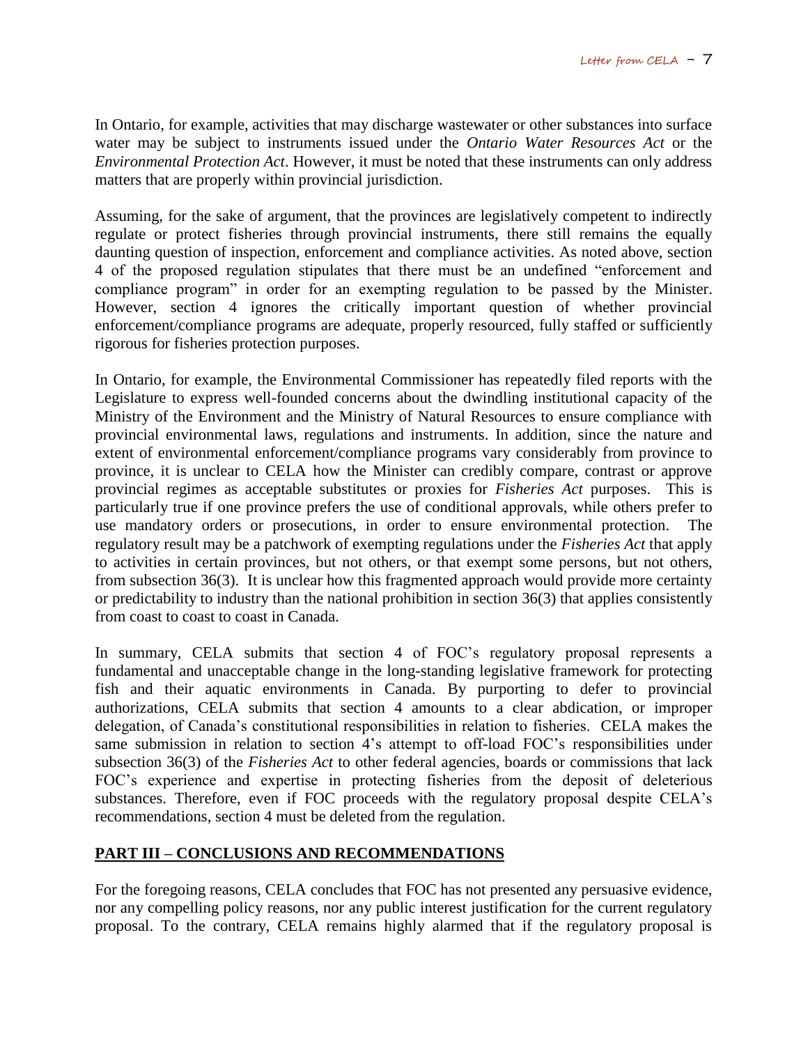In Ontario, for example, activities that may discharge wastewater or other substances into surface water may be subject to instruments issued under the *Ontario Water Resources Act* or the *Environmental Protection Act*. However, it must be noted that these instruments can only address matters that are properly within provincial jurisdiction.

Assuming, for the sake of argument, that the provinces are legislatively competent to indirectly regulate or protect fisheries through provincial instruments, there still remains the equally daunting question of inspection, enforcement and compliance activities. As noted above, section 4 of the proposed regulation stipulates that there must be an undefined "enforcement and compliance program" in order for an exempting regulation to be passed by the Minister. However, section 4 ignores the critically important question of whether provincial enforcement/compliance programs are adequate, properly resourced, fully staffed or sufficiently rigorous for fisheries protection purposes.

In Ontario, for example, the Environmental Commissioner has repeatedly filed reports with the Legislature to express well-founded concerns about the dwindling institutional capacity of the Ministry of the Environment and the Ministry of Natural Resources to ensure compliance with provincial environmental laws, regulations and instruments. In addition, since the nature and extent of environmental enforcement/compliance programs vary considerably from province to province, it is unclear to CELA how the Minister can credibly compare, contrast or approve provincial regimes as acceptable substitutes or proxies for *Fisheries Act* purposes. This is particularly true if one province prefers the use of conditional approvals, while others prefer to use mandatory orders or prosecutions, in order to ensure environmental protection. The regulatory result may be a patchwork of exempting regulations under the *Fisheries Act* that apply to activities in certain provinces, but not others, or that exempt some persons, but not others, from subsection 36(3). It is unclear how this fragmented approach would provide more certainty or predictability to industry than the national prohibition in section 36(3) that applies consistently from coast to coast to coast in Canada.

In summary, CELA submits that section 4 of FOC's regulatory proposal represents a fundamental and unacceptable change in the long-standing legislative framework for protecting fish and their aquatic environments in Canada. By purporting to defer to provincial authorizations, CELA submits that section 4 amounts to a clear abdication, or improper delegation, of Canada's constitutional responsibilities in relation to fisheries. CELA makes the same submission in relation to section 4's attempt to off-load FOC's responsibilities under subsection 36(3) of the *Fisheries Act* to other federal agencies, boards or commissions that lack FOC's experience and expertise in protecting fisheries from the deposit of deleterious substances. Therefore, even if FOC proceeds with the regulatory proposal despite CELA's recommendations, section 4 must be deleted from the regulation.

## PART III – CONCLUSIONS AND RECOMMENDATIONS

For the foregoing reasons, CELA concludes that FOC has not presented any persuasive evidence, nor any compelling policy reasons, nor any public interest justification for the current regulatory proposal. To the contrary, CELA remains highly alarmed that if the regulatory proposal is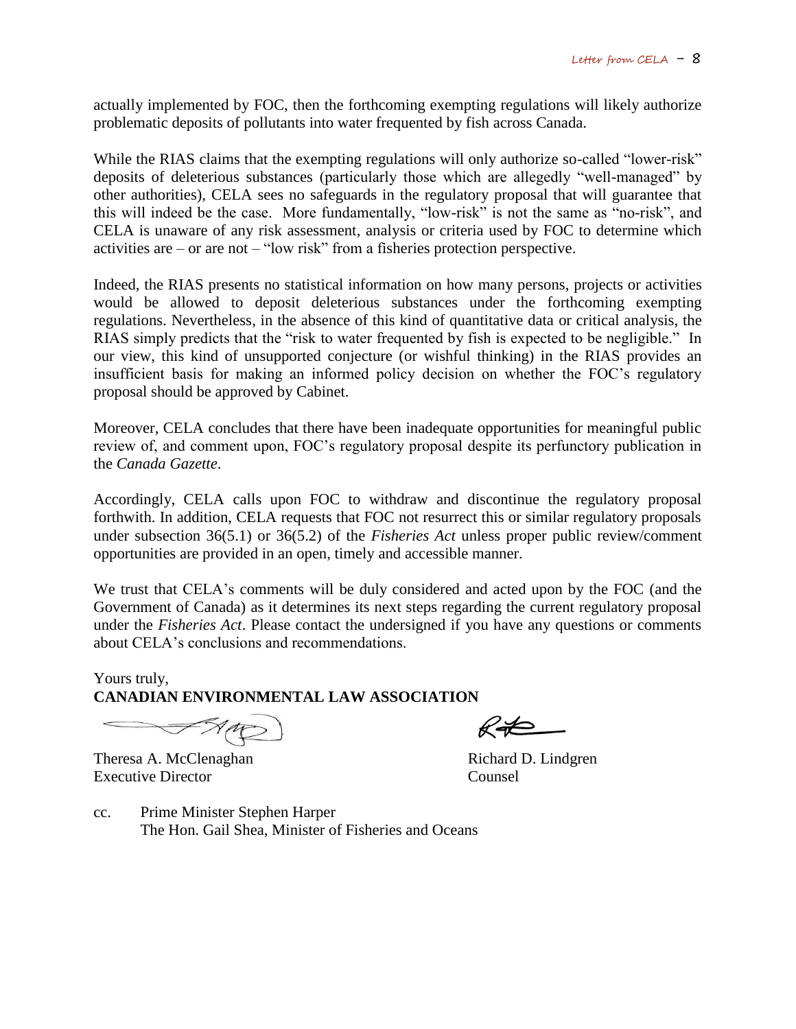actually implemented by FOC, then the forthcoming exempting regulations will likely authorize problematic deposits of pollutants into water frequented by fish across Canada.

While the RIAS claims that the exempting regulations will only authorize so-called "lower-risk" deposits of deleterious substances (particularly those which are allegedly "well-managed" by other authorities), CELA sees no safeguards in the regulatory proposal that will guarantee that this will indeed be the case. More fundamentally, "low-risk" is not the same as "no-risk", and CELA is unaware of any risk assessment, analysis or criteria used by FOC to determine which activities are – or are not – "low risk" from a fisheries protection perspective.

Indeed, the RIAS presents no statistical information on how many persons, projects or activities would be allowed to deposit deleterious substances under the forthcoming exempting regulations. Nevertheless, in the absence of this kind of quantitative data or critical analysis, the RIAS simply predicts that the "risk to water frequented by fish is expected to be negligible." In our view, this kind of unsupported conjecture (or wishful thinking) in the RIAS provides an insufficient basis for making an informed policy decision on whether the FOC's regulatory proposal should be approved by Cabinet.

Moreover, CELA concludes that there have been inadequate opportunities for meaningful public review of, and comment upon, FOC's regulatory proposal despite its perfunctory publication in the *Canada Gazette*.

Accordingly, CELA calls upon FOC to withdraw and discontinue the regulatory proposal forthwith. In addition, CELA requests that FOC not resurrect this or similar regulatory proposals under subsection 36(5.1) or 36(5.2) of the *Fisheries Act* unless proper public review/comment opportunities are provided in an open, timely and accessible manner.

We trust that CELA's comments will be duly considered and acted upon by the FOC (and the Government of Canada) as it determines its next steps regarding the current regulatory proposal under the *Fisheries Act*. Please contact the undersigned if you have any questions or comments about CELA's conclusions and recommendations.

Yours truly,
**CANADIAN ENVIRONMENTAL LAW ASSOCIATION**

Theresa A. McClenaghan
Executive Director

Richard D. Lindgren
Counsel

cc. Prime Minister Stephen Harper
The Hon. Gail Shea, Minister of Fisheries and Oceans